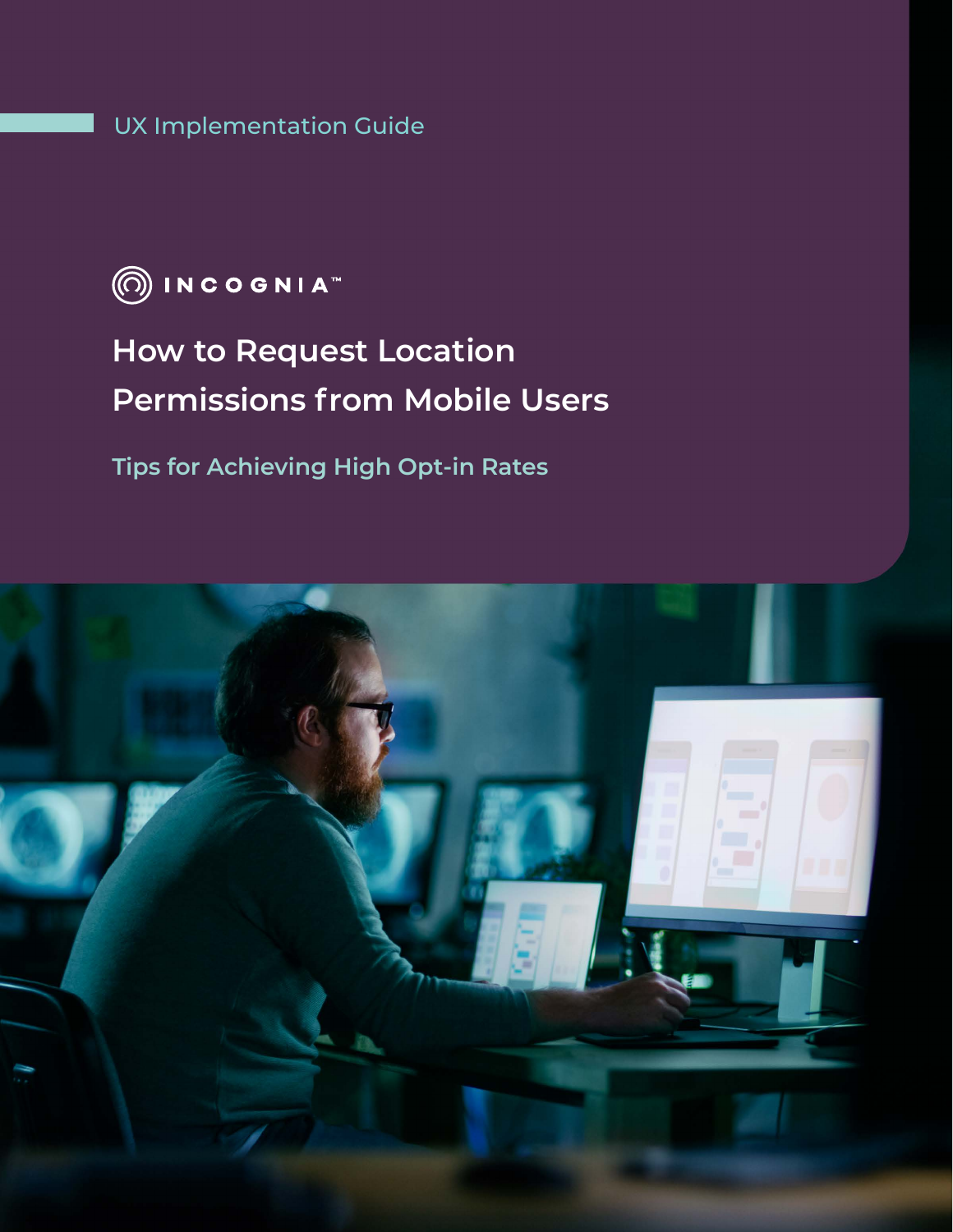UX Implementation Guide

INCOGNIA™

# How to Request Location Permissions from Mobile Users

## Tips for Achieving High Opt-in Rates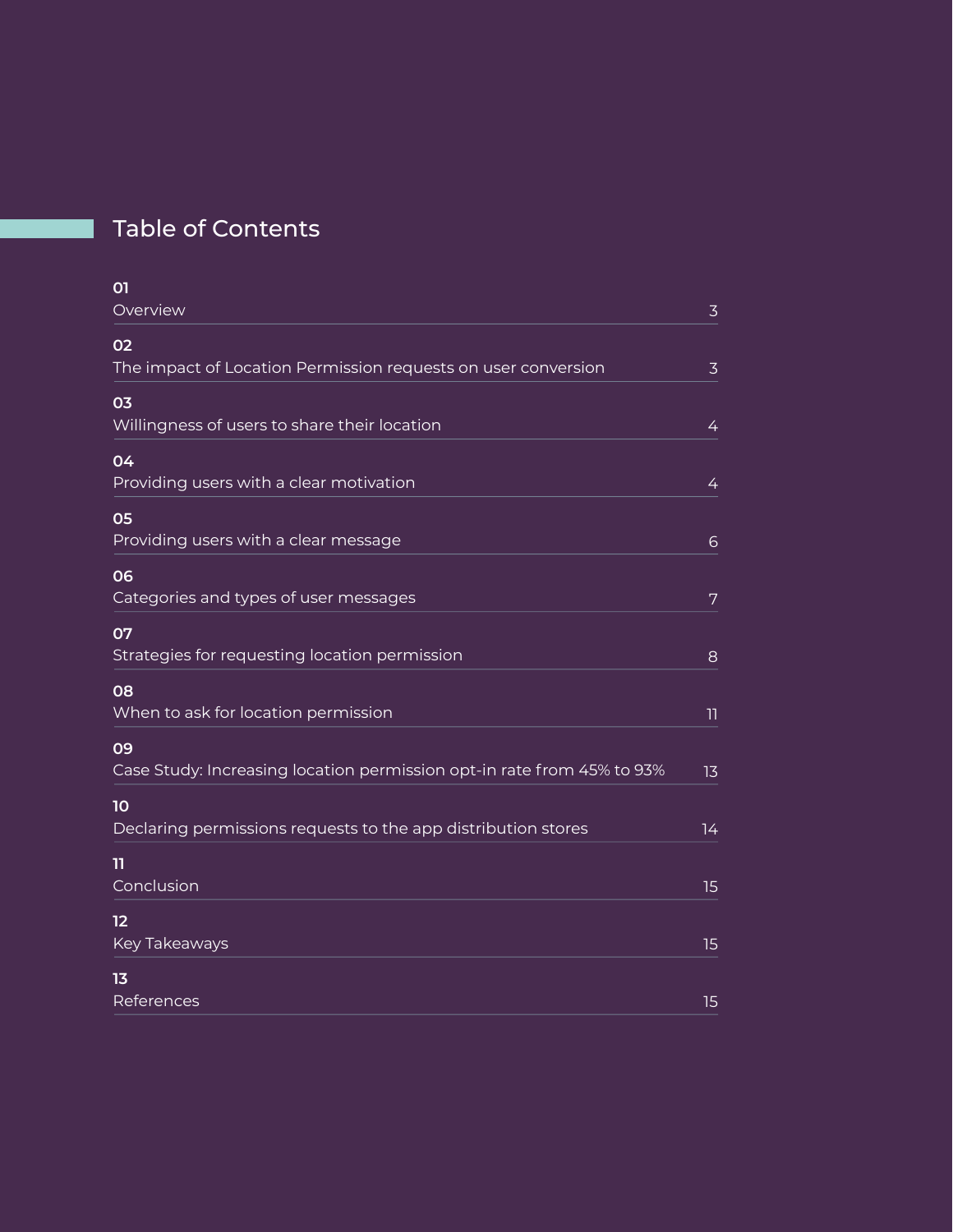# Table of Contents

| No. | Section | Page |
| --- | --- | --- |
| 01 | Overview | 3 |
| 02 | The impact of Location Permission requests on user conversion | 3 |
| 03 | Willingness of users to share their location | 4 |
| 04 | Providing users with a clear motivation | 4 |
| 05 | Providing users with a clear message | 6 |
| 06 | Categories and types of user messages | 7 |
| 07 | Strategies for requesting location permission | 8 |
| 08 | When to ask for location permission | 11 |
| 09 | Case Study: Increasing location permission opt-in rate from 45% to 93% | 13 |
| 10 | Declaring permissions requests to the app distribution stores | 14 |
| 11 | Conclusion | 15 |
| 12 | Key Takeaways | 15 |
| 13 | References | 15 |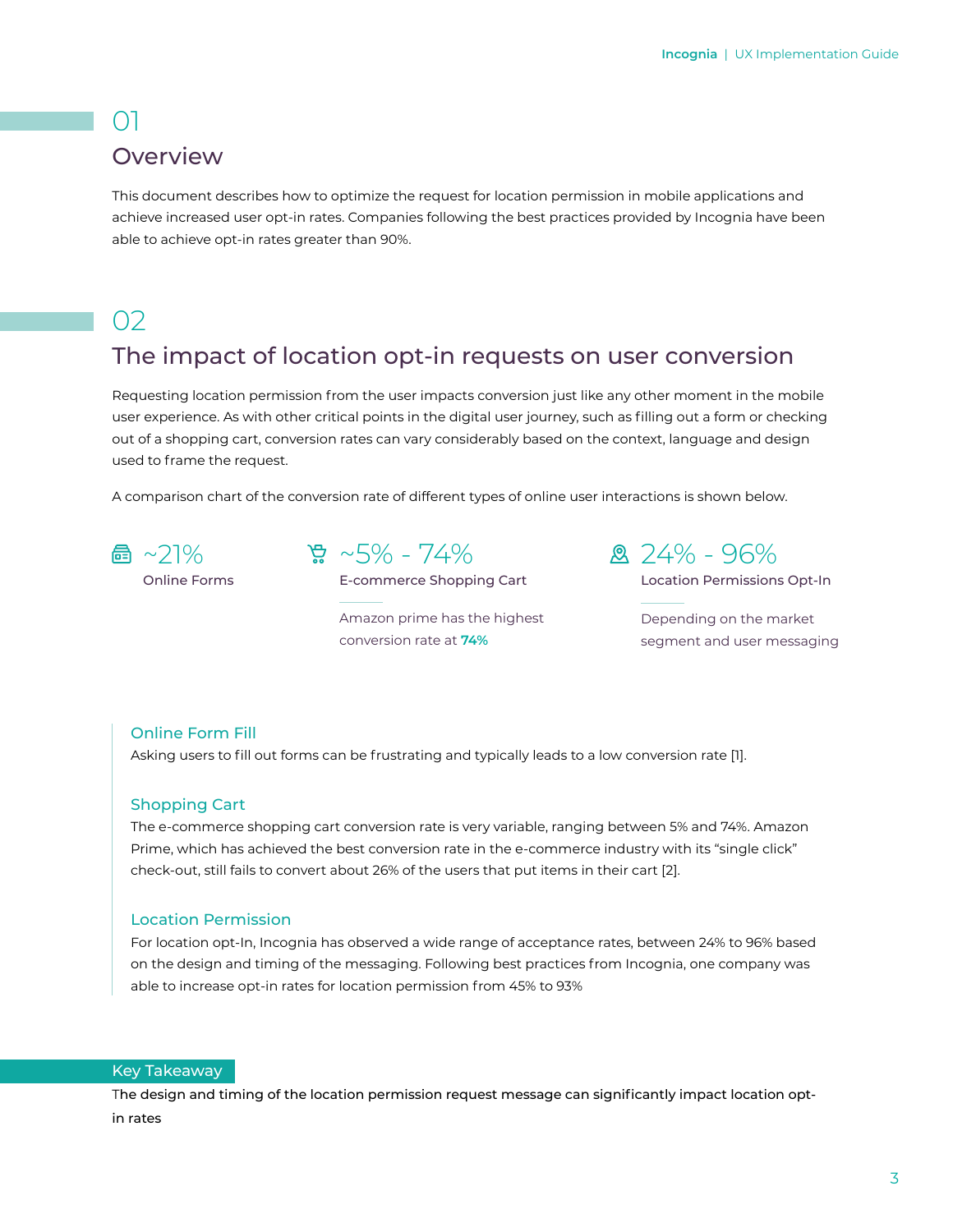## 01

## Overview

This document describes how to optimize the request for location permission in mobile applications and achieve increased user opt-in rates. Companies following the best practices provided by Incognia have been able to achieve opt-in rates greater than 90%.

## 02

## The impact of location opt-in requests on user conversion

Requesting location permission from the user impacts conversion just like any other moment in the mobile user experience. As with other critical points in the digital user journey, such as filling out a form or checking out of a shopping cart, conversion rates can vary considerably based on the context, language and design used to frame the request.

A comparison chart of the conversion rate of different types of online user interactions is shown below.

**~21%**
Online Forms

**~5% - 74%**
E-commerce Shopping Cart

Amazon prime has the highest conversion rate at **74%**

**24% - 96%**
Location Permissions Opt-In

Depending on the market segment and user messaging

### Online Form Fill

Asking users to fill out forms can be frustrating and typically leads to a low conversion rate [1].

### Shopping Cart

The e-commerce shopping cart conversion rate is very variable, ranging between 5% and 74%. Amazon Prime, which has achieved the best conversion rate in the e-commerce industry with its “single click” check-out, still fails to convert about 26% of the users that put items in their cart [2].

### Location Permission

For location opt-In, Incognia has observed a wide range of acceptance rates, between 24% to 96% based on the design and timing of the messaging. Following best practices from Incognia, one company was able to increase opt-in rates for location permission from 45% to 93%

**Key Takeaway**

The design and timing of the location permission request message can significantly impact location opt-in rates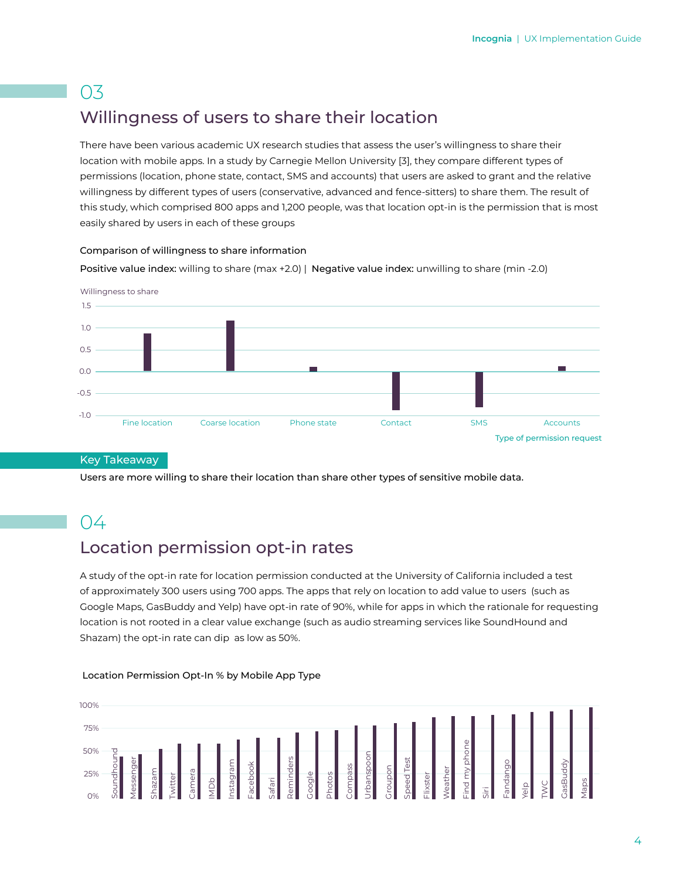## 03

## Willingness of users to share their location

There have been various academic UX research studies that assess the user's willingness to share their location with mobile apps. In a study by Carnegie Mellon University [3], they compare different types of permissions (location, phone state, contact, SMS and accounts) that users are asked to grant and the relative willingness by different types of users (conservative, advanced and fence-sitters) to share them. The result of this study, which comprised 800 apps and 1,200 people, was that location opt-in is the permission that is most easily shared by users in each of these groups

Comparison of willingness to share information

**Positive value index:** willing to share (max +2.0) | **Negative value index:** unwilling to share (min -2.0)

Willingness to share

1.5
1.0
0.5
0.0
-0.5
-1.0

Fine location | Coarse location | Phone state | Contact | SMS | Accounts

Type of permission request

### Key Takeaway

**Users are more willing to share their location than share other types of sensitive mobile data.**

## 04

## Location permission opt-in rates

A study of the opt-in rate for location permission conducted at the University of California included a test of approximately 300 users using 700 apps. The apps that rely on location to add value to users (such as Google Maps, GasBuddy and Yelp) have opt-in rate of 90%, while for apps in which the rationale for requesting location is not rooted in a clear value exchange (such as audio streaming services like SoundHound and Shazam) the opt-in rate can dip as low as 50%.

Location Permission Opt-In % by Mobile App Type

100%
75%
50%
25%
0%

Soundhound | Messenger | Shazam | Twitter | Camera | IMDb | Instagram | Facebook | Safari | Reminders | Google | Photos | Compass | Urbanspoon | Groupon | Speed Test | Flixster | Weather | Find my phone | Siri | Fandango | Yelp | TWC | GasBuddy | Maps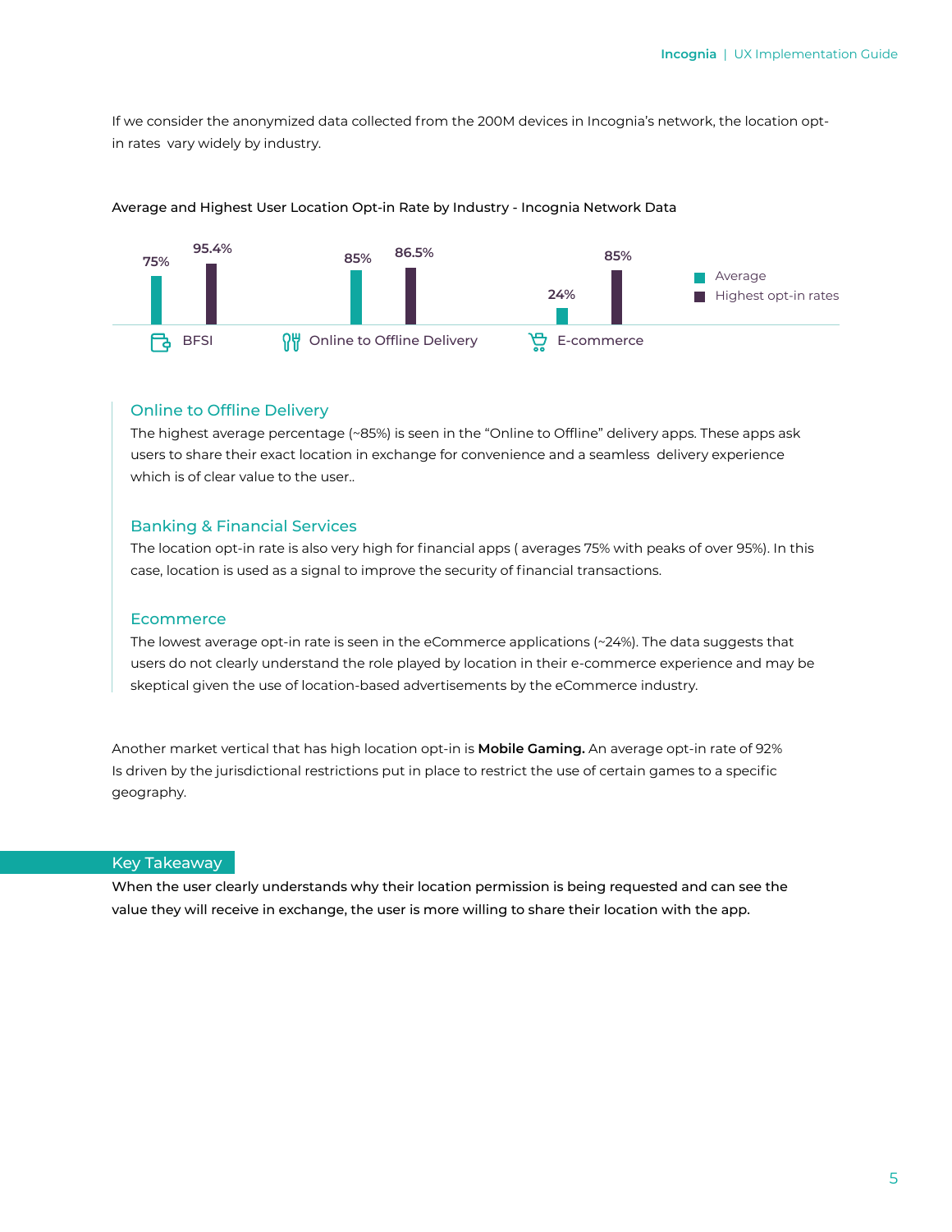If we consider the anonymized data collected from the 200M devices in Incognia's network, the location opt-in rates vary widely by industry.

Average and Highest User Location Opt-in Rate by Industry - Incognia Network Data

| Industry | Average | Highest opt-in rates |
|---|---|---|
| BFSI | 75% | 95.4% |
| Online to Offline Delivery | 85% | 86.5% |
| E-commerce | 24% | 85% |

### Online to Offline Delivery

The highest average percentage (~85%) is seen in the "Online to Offline" delivery apps. These apps ask users to share their exact location in exchange for convenience and a seamless delivery experience which is of clear value to the user..

### Banking & Financial Services

The location opt-in rate is also very high for financial apps ( averages 75% with peaks of over 95%). In this case, location is used as a signal to improve the security of financial transactions.

### Ecommerce

The lowest average opt-in rate is seen in the eCommerce applications (~24%). The data suggests that users do not clearly understand the role played by location in their e-commerce experience and may be skeptical given the use of location-based advertisements by the eCommerce industry.

Another market vertical that has high location opt-in is **Mobile Gaming.** An average opt-in rate of 92% Is driven by the jurisdictional restrictions put in place to restrict the use of certain games to a specific geography.

## Key Takeaway

When the user clearly understands why their location permission is being requested and can see the value they will receive in exchange, the user is more willing to share their location with the app.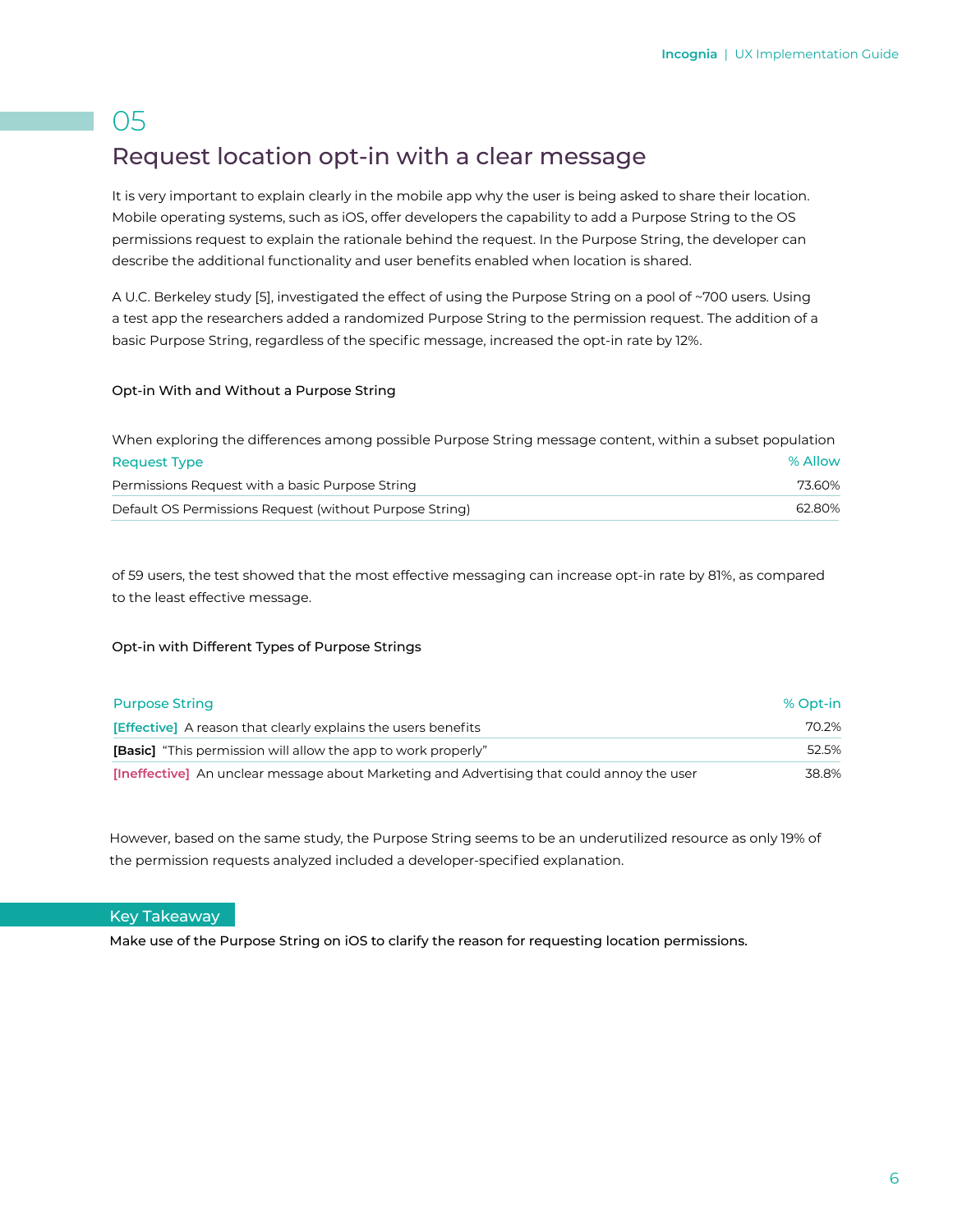# 05

## Request location opt-in with a clear message

It is very important to explain clearly in the mobile app why the user is being asked to share their location. Mobile operating systems, such as iOS, offer developers the capability to add a Purpose String to the OS permissions request to explain the rationale behind the request. In the Purpose String, the developer can describe the additional functionality and user benefits enabled when location is shared.

A U.C. Berkeley study [5], investigated the effect of using the Purpose String on a pool of ~700 users. Using a test app the researchers added a randomized Purpose String to the permission request. The addition of a basic Purpose String, regardless of the specific message, increased the opt-in rate by 12%.

**Opt-in With and Without a Purpose String**

| Request Type | % Allow |
|---|---|
| Permissions Request with a basic Purpose String | 73.60% |
| Default OS Permissions Request (without Purpose String) | 62.80% |

When exploring the differences among possible Purpose String message content, within a subset population of 59 users, the test showed that the most effective messaging can increase opt-in rate by 81%, as compared to the least effective message.

**Opt-in with Different Types of Purpose Strings**

| Purpose String | % Opt-in |
|---|---|
| **[Effective]** A reason that clearly explains the users benefits | 70.2% |
| **[Basic]** "This permission will allow the app to work properly" | 52.5% |
| **[Ineffective]** An unclear message about Marketing and Advertising that could annoy the user | 38.8% |

However, based on the same study, the Purpose String seems to be an underutilized resource as only 19% of the permission requests analyzed included a developer-specified explanation.

**Key Takeaway**

**Make use of the Purpose String on iOS to clarify the reason for requesting location permissions.**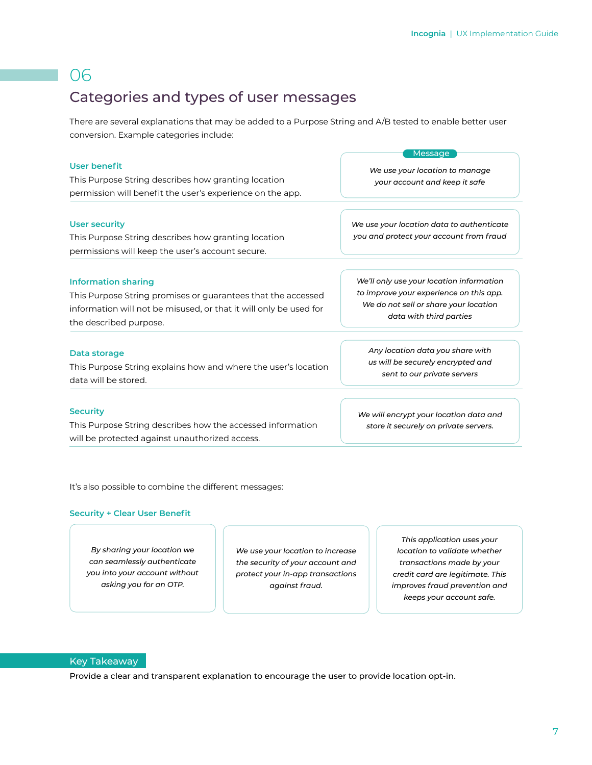# 06

## Categories and types of user messages

There are several explanations that may be added to a Purpose String and A/B tested to enable better user conversion. Example categories include:

| | Message |
|---|---|
| **User benefit**<br>This Purpose String describes how granting location permission will benefit the user's experience on the app. | *We use your location to manage your account and keep it safe* |
| **User security**<br>This Purpose String describes how granting location permissions will keep the user's account secure. | *We use your location data to authenticate you and protect your account from fraud* |
| **Information sharing**<br>This Purpose String promises or guarantees that the accessed information will not be misused, or that it will only be used for the described purpose. | *We'll only use your location information to improve your experience on this app. We do not sell or share your location data with third parties* |
| **Data storage**<br>This Purpose String explains how and where the user's location data will be stored. | *Any location data you share with us will be securely encrypted and sent to our private servers* |
| **Security**<br>This Purpose String describes how the accessed information will be protected against unauthorized access. | *We will encrypt your location data and store it securely on private servers.* |

It's also possible to combine the different messages:

**Security + Clear User Benefit**

*By sharing your location we can seamlessly authenticate you into your account without asking you for an OTP.*

*We use your location to increase the security of your account and protect your in-app transactions against fraud.*

*This application uses your location to validate whether transactions made by your credit card are legitimate. This improves fraud prevention and keeps your account safe.*

### Key Takeaway

Provide a clear and transparent explanation to encourage the user to provide location opt-in.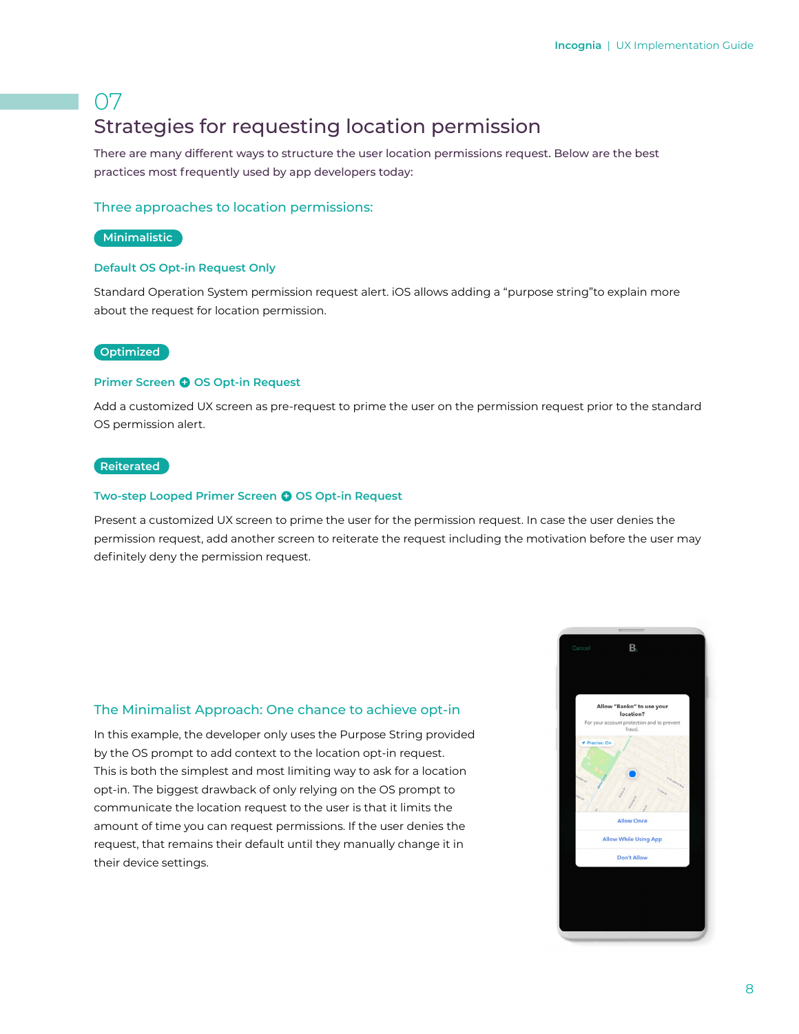## 07

# Strategies for requesting location permission

There are many different ways to structure the user location permissions request. Below are the best practices most frequently used by app developers today:

### Three approaches to location permissions:

**Minimalistic**

#### Default OS Opt-in Request Only

Standard Operation System permission request alert. iOS allows adding a “purpose string”to explain more about the request for location permission.

**Optimized**

#### Primer Screen + OS Opt-in Request

Add a customized UX screen as pre-request to prime the user on the permission request prior to the standard OS permission alert.

**Reiterated**

#### Two-step Looped Primer Screen + OS Opt-in Request

Present a customized UX screen to prime the user for the permission request. In case the user denies the permission request, add another screen to reiterate the request including the motivation before the user may definitely deny the permission request.

### The Minimalist Approach: One chance to achieve opt-in

In this example, the developer only uses the Purpose String provided by the OS prompt to add context to the location opt-in request. This is both the simplest and most limiting way to ask for a location opt-in. The biggest drawback of only relying on the OS prompt to communicate the location request to the user is that it limits the amount of time you can request permissions. If the user denies the request, that remains their default until they manually change it in their device settings.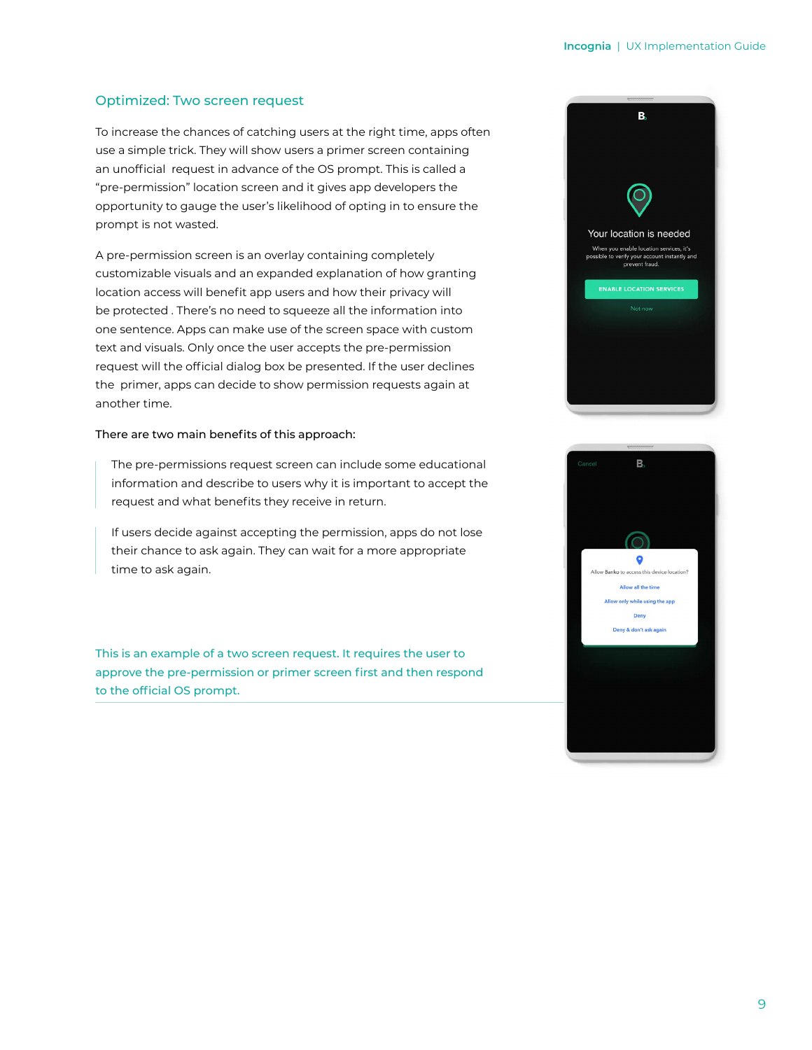## Optimized: Two screen request

To increase the chances of catching users at the right time, apps often use a simple trick. They will show users a primer screen containing an unofficial  request in advance of the OS prompt. This is called a "pre-permission" location screen and it gives app developers the opportunity to gauge the user's likelihood of opting in to ensure the prompt is not wasted.

A pre-permission screen is an overlay containing completely customizable visuals and an expanded explanation of how granting location access will benefit app users and how their privacy will be protected . There's no need to squeeze all the information into one sentence. Apps can make use of the screen space with custom text and visuals. Only once the user accepts the pre-permission request will the official dialog box be presented. If the user declines the  primer, apps can decide to show permission requests again at another time.

There are two main benefits of this approach:

> The pre-permissions request screen can include some educational information and describe to users why it is important to accept the request and what benefits they receive in return.

> If users decide against accepting the permission, apps do not lose their chance to ask again. They can wait for a more appropriate time to ask again.

This is an example of a two screen request. It requires the user to approve the pre-permission or primer screen first and then respond to the official OS prompt.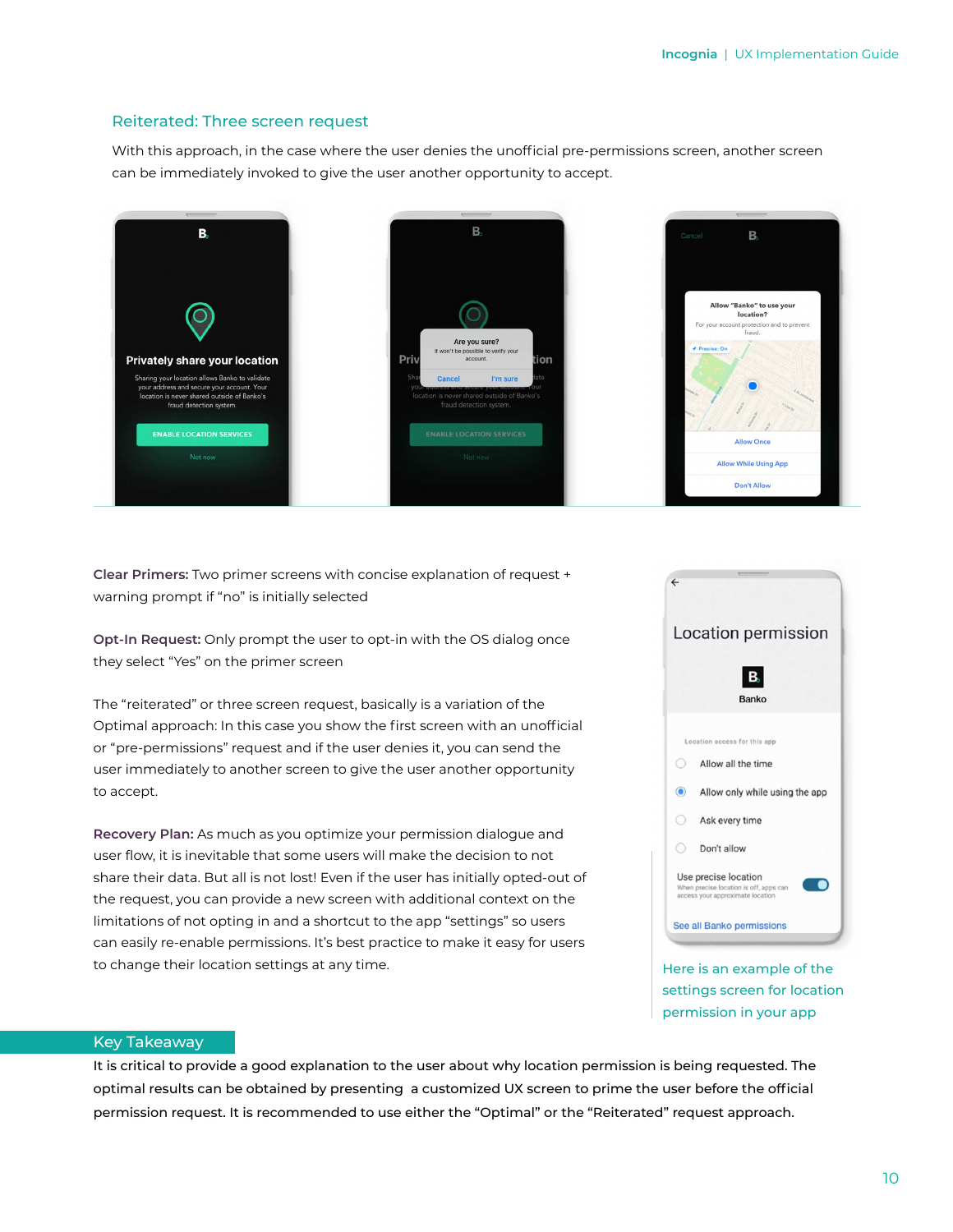## Reiterated: Three screen request

With this approach, in the case where the user denies the unofficial pre-permissions screen, another screen can be immediately invoked to give the user another opportunity to accept.

**Clear Primers:** Two primer screens with concise explanation of request + warning prompt if "no" is initially selected

**Opt-In Request:** Only prompt the user to opt-in with the OS dialog once they select "Yes" on the primer screen

The "reiterated" or three screen request, basically is a variation of the Optimal approach: In this case you show the first screen with an unofficial or "pre-permissions" request and if the user denies it, you can send the user immediately to another screen to give the user another opportunity to accept.

**Recovery Plan:** As much as you optimize your permission dialogue and user flow, it is inevitable that some users will make the decision to not share their data. But all is not lost! Even if the user has initially opted-out of the request, you can provide a new screen with additional context on the limitations of not opting in and a shortcut to the app "settings" so users can easily re-enable permissions. It's best practice to make it easy for users to change their location settings at any time.

Here is an example of the settings screen for location permission in your app

### Key Takeaway

It is critical to provide a good explanation to the user about why location permission is being requested. The optimal results can be obtained by presenting a customized UX screen to prime the user before the official permission request. It is recommended to use either the "Optimal" or the "Reiterated" request approach.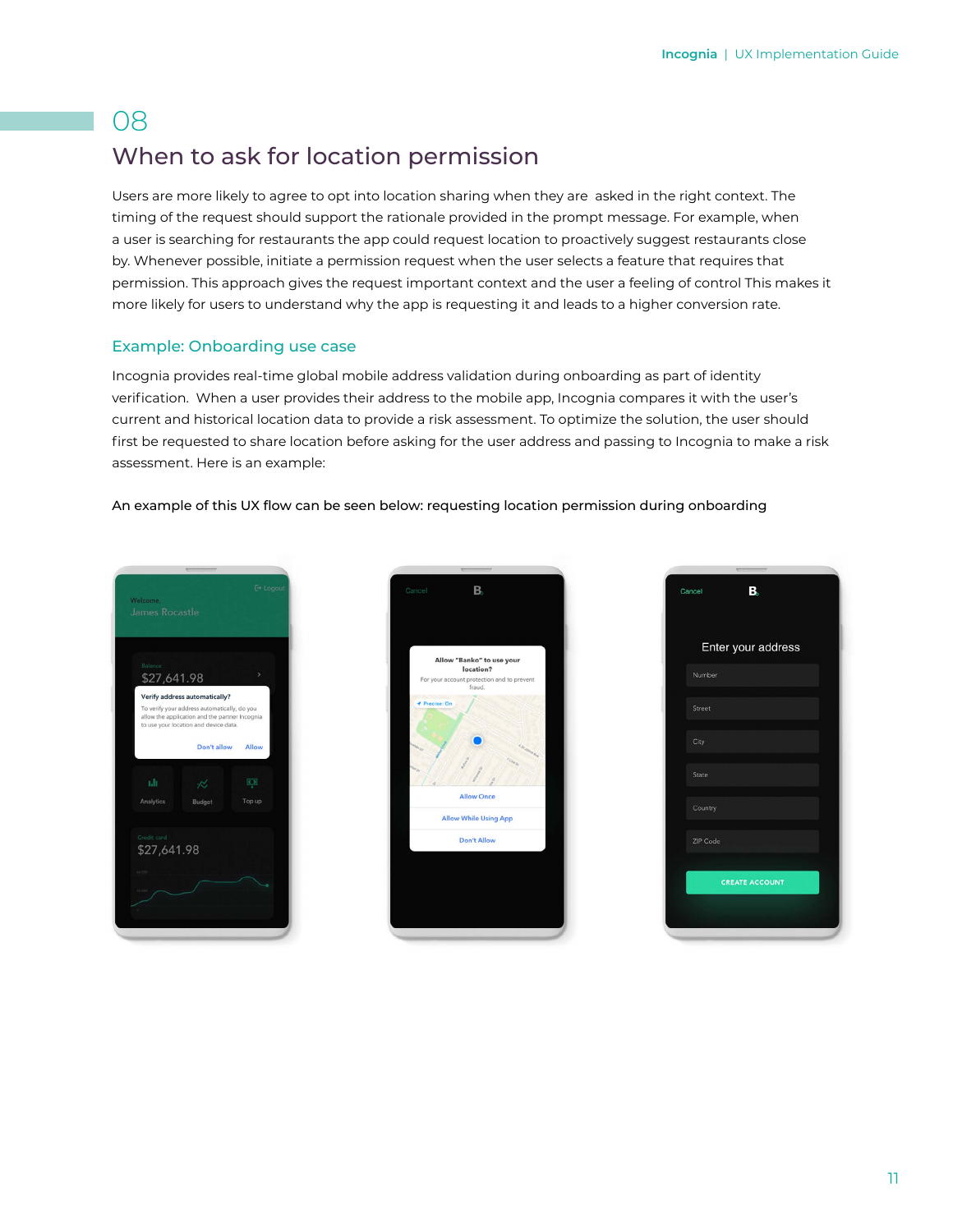# 08

## When to ask for location permission

Users are more likely to agree to opt into location sharing when they are  asked in the right context. The timing of the request should support the rationale provided in the prompt message. For example, when a user is searching for restaurants the app could request location to proactively suggest restaurants close by. Whenever possible, initiate a permission request when the user selects a feature that requires that permission. This approach gives the request important context and the user a feeling of control This makes it more likely for users to understand why the app is requesting it and leads to a higher conversion rate.

### Example: Onboarding use case

Incognia provides real-time global mobile address validation during onboarding as part of identity verification.  When a user provides their address to the mobile app, Incognia compares it with the user's current and historical location data to provide a risk assessment. To optimize the solution, the user should first be requested to share location before asking for the user address and passing to Incognia to make a risk assessment. Here is an example:

An example of this UX flow can be seen below: requesting location permission during onboarding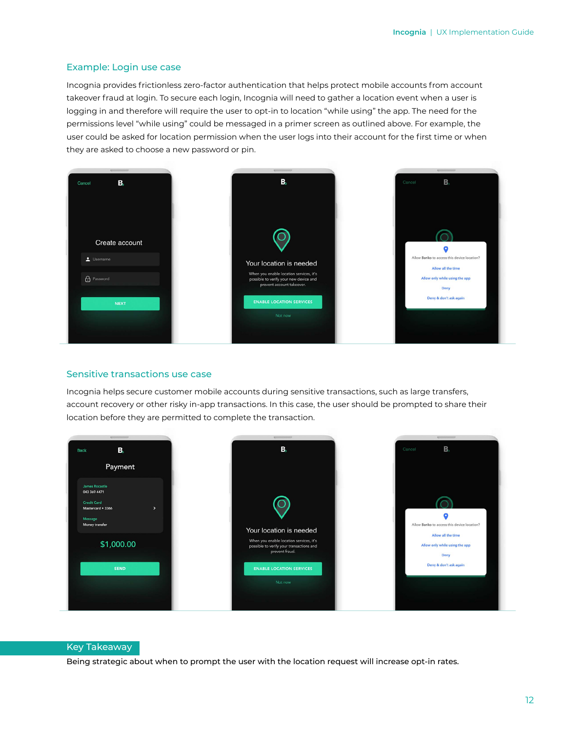## Example: Login use case

Incognia provides frictionless zero-factor authentication that helps protect mobile accounts from account takeover fraud at login. To secure each login, Incognia will need to gather a location event when a user is logging in and therefore will require the user to opt-in to location "while using" the app. The need for the permissions level "while using" could be messaged in a primer screen as outlined above. For example, the user could be asked for location permission when the user logs into their account for the first time or when they are asked to choose a new password or pin.

## Sensitive transactions use case

Incognia helps secure customer mobile accounts during sensitive transactions, such as large transfers, account recovery or other risky in-app transactions. In this case, the user should be prompted to share their location before they are permitted to complete the transaction.

### Key Takeaway

Being strategic about when to prompt the user with the location request will increase opt-in rates.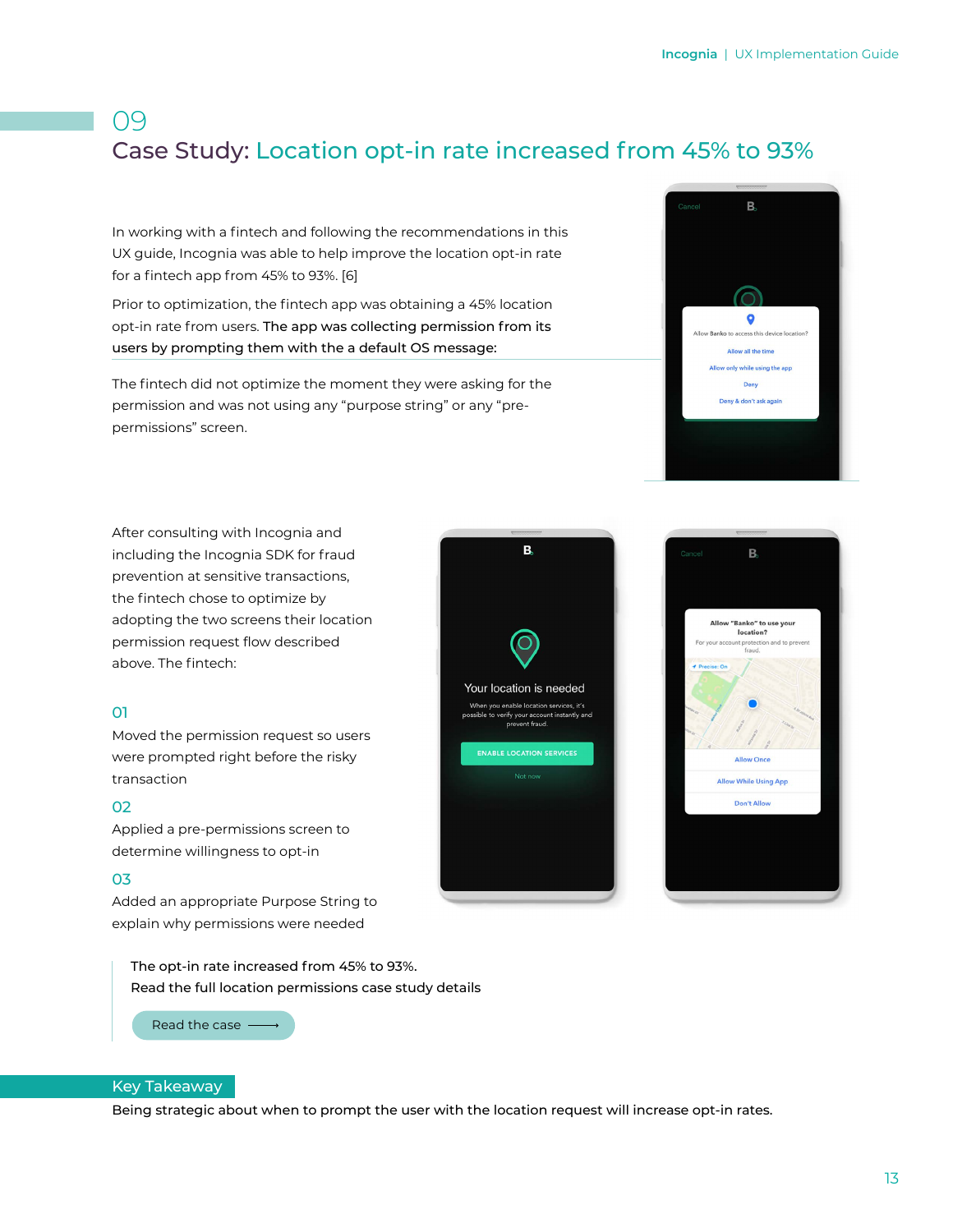# 09

# Case Study: Location opt-in rate increased from 45% to 93%

In working with a fintech and following the recommendations in this UX guide, Incognia was able to help improve the location opt-in rate for a fintech app from 45% to 93%. [6]

Prior to optimization, the fintech app was obtaining a 45% location opt-in rate from users. **The app was collecting permission from its users by prompting them with the a default OS message:**

The fintech did not optimize the moment they were asking for the permission and was not using any "purpose string" or any "pre-permissions" screen.

After consulting with Incognia and including the Incognia SDK for fraud prevention at sensitive transactions, the fintech chose to optimize by adopting the two screens their location permission request flow described above. The fintech:

**01**
Moved the permission request so users were prompted right before the risky transaction

**02**
Applied a pre-permissions screen to determine willingness to opt-in

**03**
Added an appropriate Purpose String to explain why permissions were needed

The opt-in rate increased from 45% to 93%.
Read the full location permissions case study details

Read the case ⟶

## Key Takeaway

Being strategic about when to prompt the user with the location request will increase opt-in rates.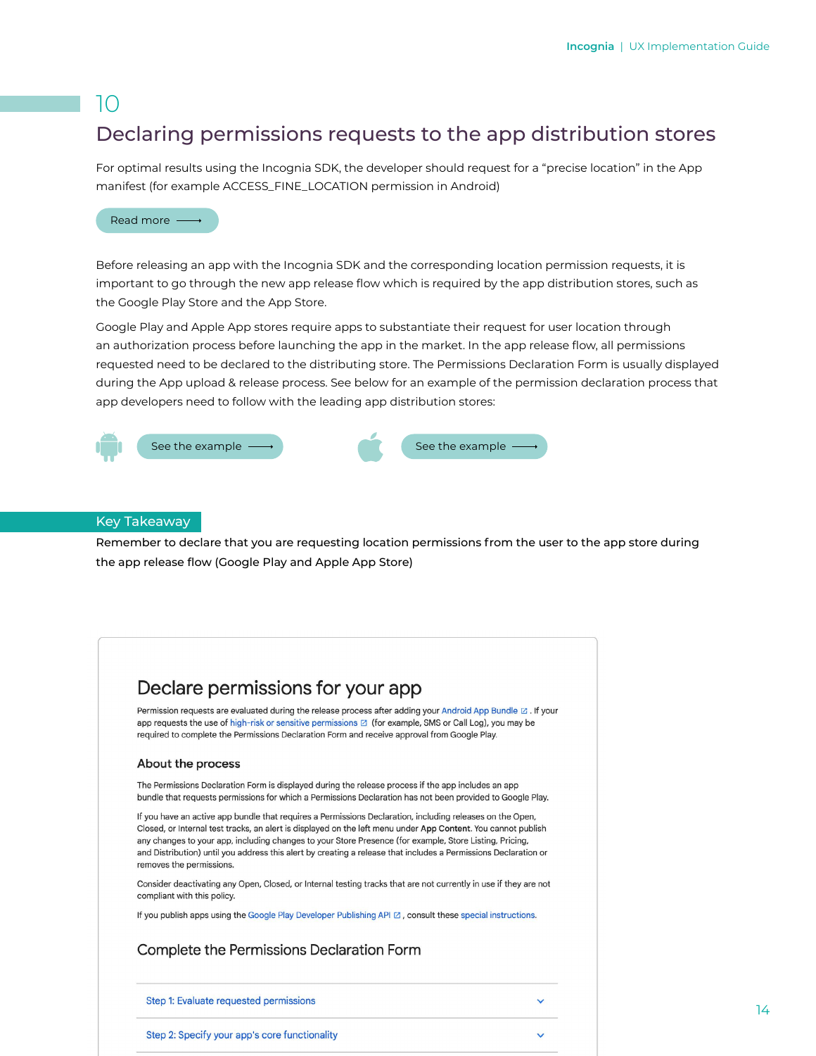# 10

## Declaring permissions requests to the app distribution stores

For optimal results using the Incognia SDK, the developer should request for a "precise location" in the App manifest (for example ACCESS_FINE_LOCATION permission in Android)

Read more ⟶

Before releasing an app with the Incognia SDK and the corresponding location permission requests, it is important to go through the new app release flow which is required by the app distribution stores, such as the Google Play Store and the App Store.

Google Play and Apple App stores require apps to substantiate their request for user location through an authorization process before launching the app in the market. In the app release flow, all permissions requested need to be declared to the distributing store. The Permissions Declaration Form is usually displayed during the App upload & release process. See below for an example of the permission declaration process that app developers need to follow with the leading app distribution stores:

See the example ⟶

See the example ⟶

### Key Takeaway

**Remember to declare that you are requesting location permissions from the user to the app store during the app release flow (Google Play and Apple App Store)**

## Declare permissions for your app

Permission requests are evaluated during the release process after adding your Android App Bundle. If your app requests the use of high-risk or sensitive permissions (for example, SMS or Call Log), you may be required to complete the Permissions Declaration Form and receive approval from Google Play.

### About the process

The Permissions Declaration Form is displayed during the release process if the app includes an app bundle that requests permissions for which a Permissions Declaration has not been provided to Google Play.

If you have an active app bundle that requires a Permissions Declaration, including releases on the Open, Closed, or Internal test tracks, an alert is displayed on the left menu under **App Content**. You cannot publish any changes to your app, including changes to your Store Presence (for example, Store Listing, Pricing, and Distribution) until you address this alert by creating a release that includes a Permissions Declaration or removes the permissions.

Consider deactivating any Open, Closed, or Internal testing tracks that are not currently in use if they are not compliant with this policy.

If you publish apps using the Google Play Developer Publishing API, consult these special instructions.

### Complete the Permissions Declaration Form

Step 1: Evaluate requested permissions

Step 2: Specify your app's core functionality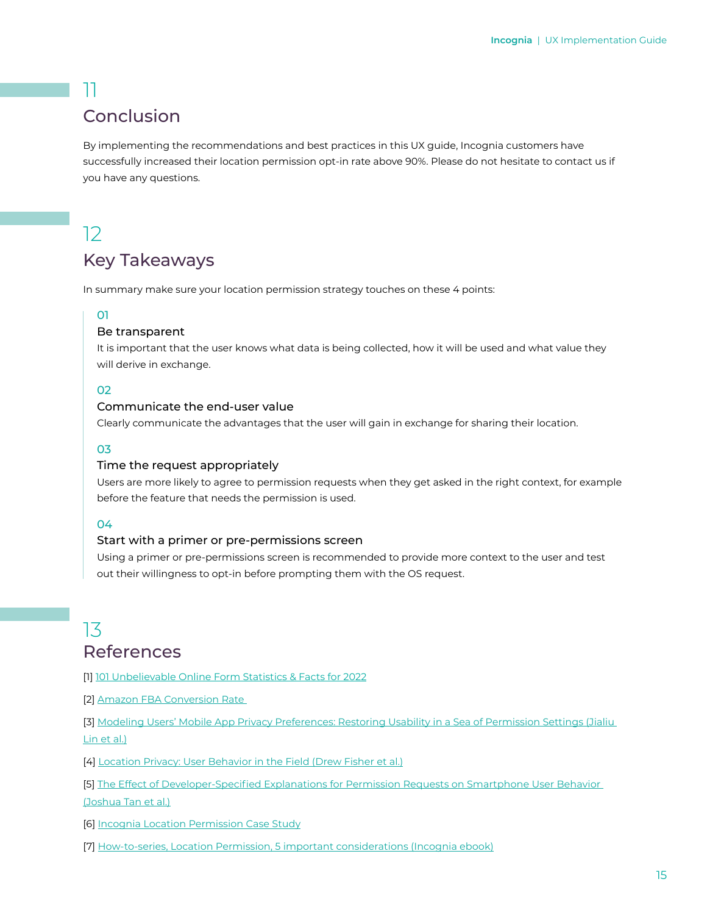## 11

## Conclusion

By implementing the recommendations and best practices in this UX guide, Incognia customers have successfully increased their location permission opt-in rate above 90%. Please do not hesitate to contact us if you have any questions.

## 12

## Key Takeaways

In summary make sure your location permission strategy touches on these 4 points:

01

**Be transparent**

It is important that the user knows what data is being collected, how it will be used and what value they will derive in exchange.

02

**Communicate the end-user value**

Clearly communicate the advantages that the user will gain in exchange for sharing their location.

03

**Time the request appropriately**

Users are more likely to agree to permission requests when they get asked in the right context, for example before the feature that needs the permission is used.

04

**Start with a primer or pre-permissions screen**

Using a primer or pre-permissions screen is recommended to provide more context to the user and test out their willingness to opt-in before prompting them with the OS request.

## 13

## References

[1] 101 Unbelievable Online Form Statistics & Facts for 2022

[2] Amazon FBA Conversion Rate

[3] Modeling Users' Mobile App Privacy Preferences: Restoring Usability in a Sea of Permission Settings (Jialiu Lin et al.)

[4] Location Privacy: User Behavior in the Field (Drew Fisher et al.)

[5] The Effect of Developer-Specified Explanations for Permission Requests on Smartphone User Behavior (Joshua Tan et al.)

[6] Incognia Location Permission Case Study

[7] How-to-series, Location Permission, 5 important considerations (Incognia ebook)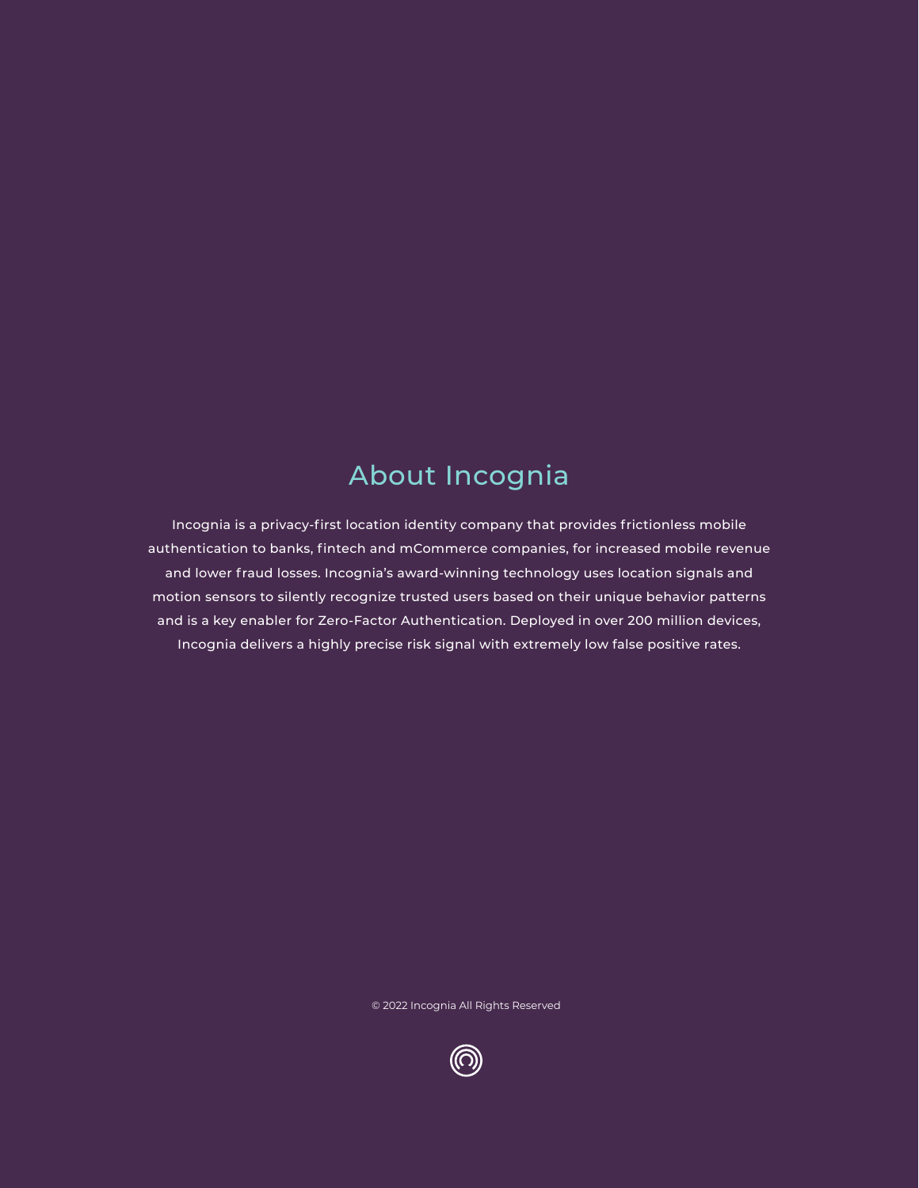## About Incognia

Incognia is a privacy-first location identity company that provides frictionless mobile authentication to banks, fintech and mCommerce companies, for increased mobile revenue and lower fraud losses. Incognia's award-winning technology uses location signals and motion sensors to silently recognize trusted users based on their unique behavior patterns and is a key enabler for Zero-Factor Authentication. Deployed in over 200 million devices, Incognia delivers a highly precise risk signal with extremely low false positive rates.

© 2022 Incognia All Rights Reserved